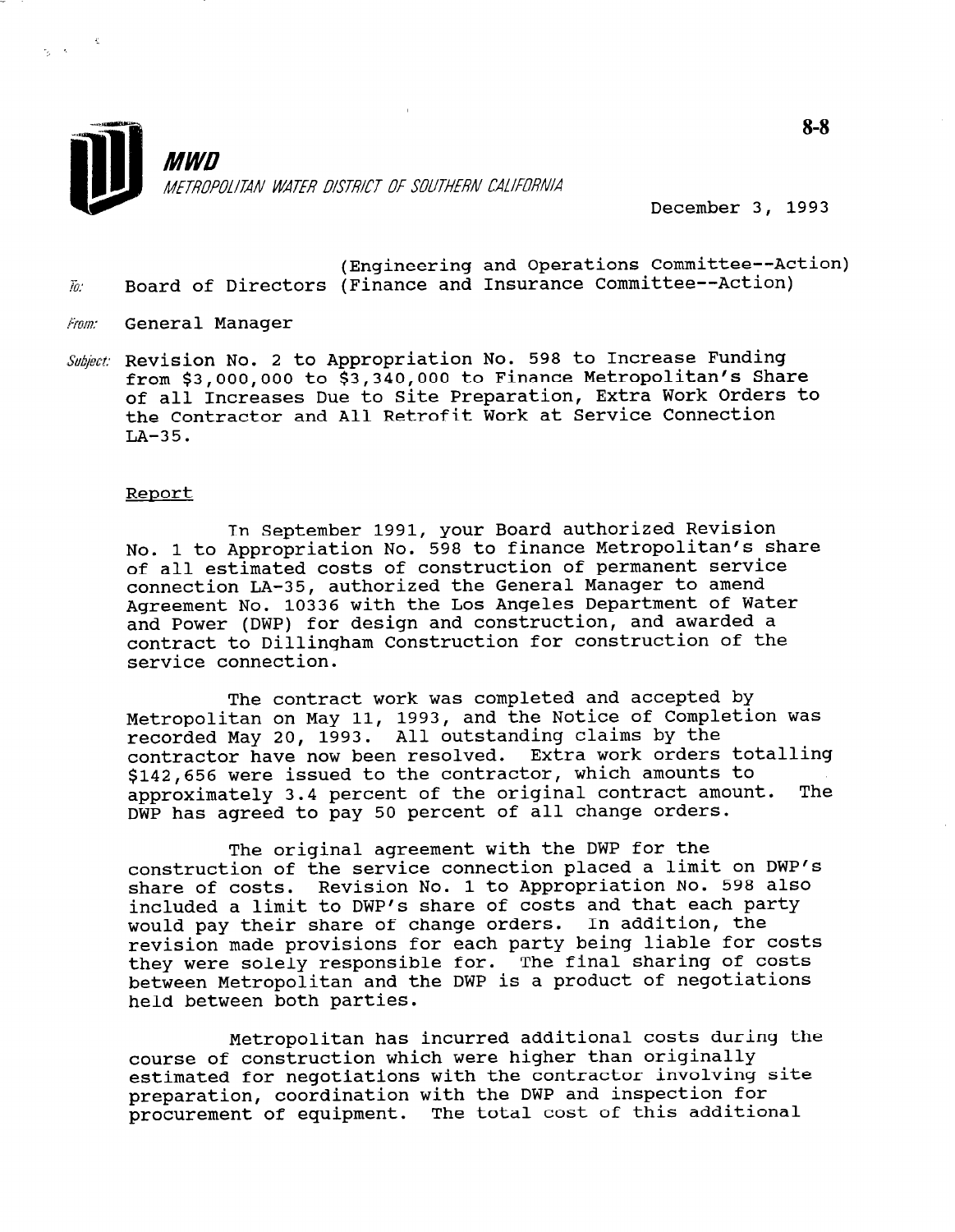**MWD**

*METROPOLITAN WATER DISTRICT OF SOUTHERN CALIFORNIA*

8-8

December 3, 1993

To: Board of Directors (Engineering and Operations Committee--Action) (Finance and Insurance Committee--Action)

From: General Manager

Subject: Revision No. 2 to Appropriation No. 598 to Increase Funding from $3,000,000 to $3,340,000 to Finance Metropolitan's Share of all Increases Due to Site Preparation, Extra Work Orders to the Contractor and All Retrofit Work at Service Connection LA-35.

Report

In September 1991, your Board authorized Revision No. 1 to Appropriation No. 598 to finance Metropolitan's share of all estimated costs of construction of permanent service connection LA-35, authorized the General Manager to amend Agreement No. 10336 with the Los Angeles Department of Water and Power (DWP) for design and construction, and awarded a contract to Dillingham Construction for construction of the service connection.

The contract work was completed and accepted by Metropolitan on May 11, 1993, and the Notice of Completion was recorded May 20, 1993. All outstanding claims by the contractor have now been resolved. Extra work orders totalling $142,656 were issued to the contractor, which amounts to approximately 3.4 percent of the original contract amount. The DWP has agreed to pay 50 percent of all change orders.

The original agreement with the DWP for the construction of the service connection placed a limit on DWP's share of costs. Revision No. 1 to Appropriation No. 598 also included a limit to DWP's share of costs and that each party would pay their share of change orders. In addition, the revision made provisions for each party being liable for costs they were solely responsible for. The final sharing of costs between Metropolitan and the DWP is a product of negotiations held between both parties.

Metropolitan has incurred additional costs during the course of construction which were higher than originally estimated for negotiations with the contractor involving site preparation, coordination with the DWP and inspection for procurement of equipment. The total cost of this additional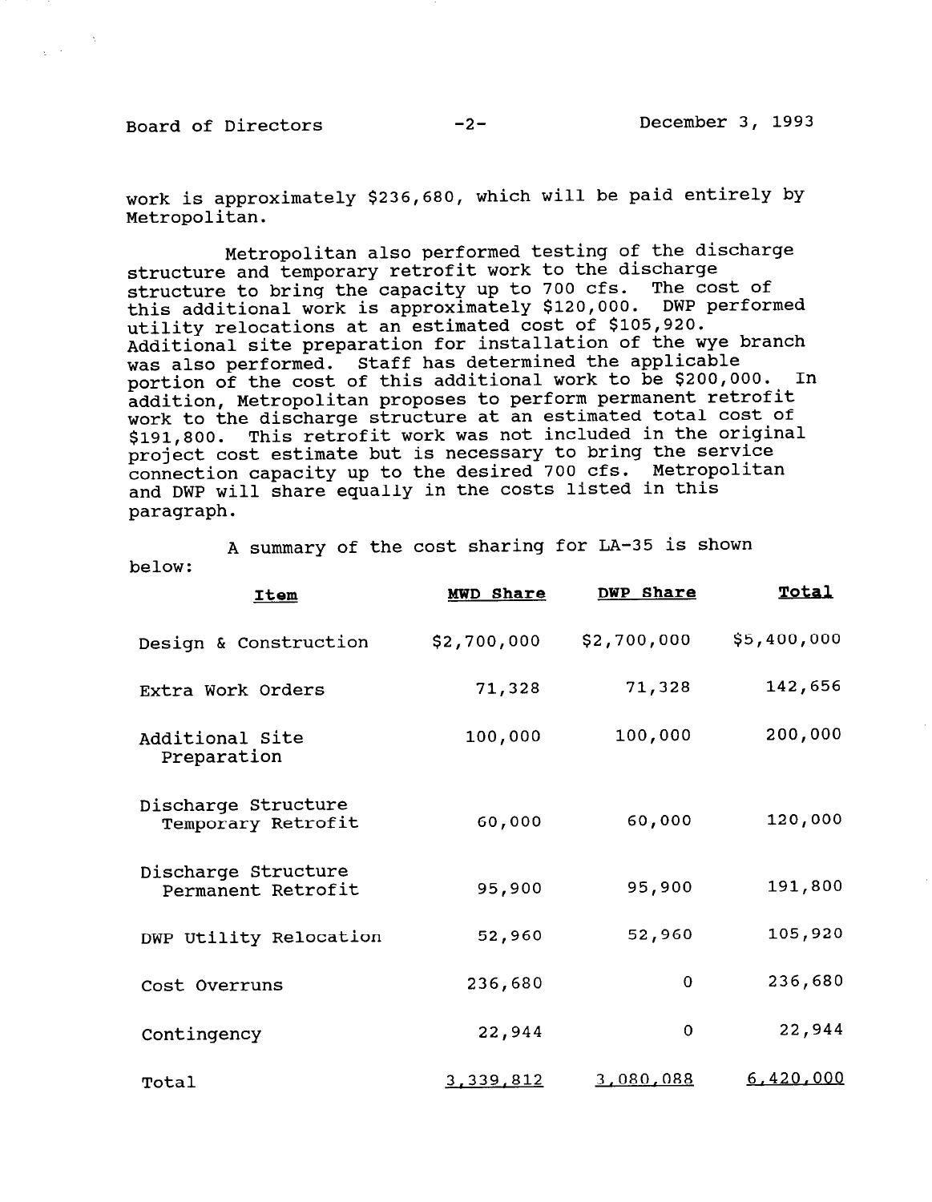work is approximately $236,680, which will be paid entirely by Metropolitan.

Metropolitan also performed testing of the discharge structure and temporary retrofit work to the discharge structure to bring the capacity up to 700 cfs. The cost of this additional work is approximately $120,000. DWP performed utility relocations at an estimated cost of $105,920. Additional site preparation for installation of the wye branch was also performed. Staff has determined the applicable portion of the cost of this additional work to be $200,000. In addition, Metropolitan proposes to perform permanent retrofit work to the discharge structure at an estimated total cost of $191,800. This retrofit work was not included in the original project cost estimate but is necessary to bring the service connection capacity up to the desired 700 cfs. Metropolitan and DWP will share equally in the costs listed in this paragraph.

A summary of the cost sharing for LA-35 is shown below:

| Item | MWD Share | DWP Share | Total |
|---|---|---|---|
| Design & Construction | $2,700,000 | $2,700,000 | $5,400,000 |
| Extra Work Orders | 71,328 | 71,328 | 142,656 |
| Additional Site Preparation | 100,000 | 100,000 | 200,000 |
| Discharge Structure Temporary Retrofit | 60,000 | 60,000 | 120,000 |
| Discharge Structure Permanent Retrofit | 95,900 | 95,900 | 191,800 |
| DWP Utility Relocation | 52,960 | 52,960 | 105,920 |
| Cost Overruns | 236,680 | 0 | 236,680 |
| Contingency | 22,944 | 0 | 22,944 |
| Total | 3,339,812 | 3,080,088 | 6,420,000 |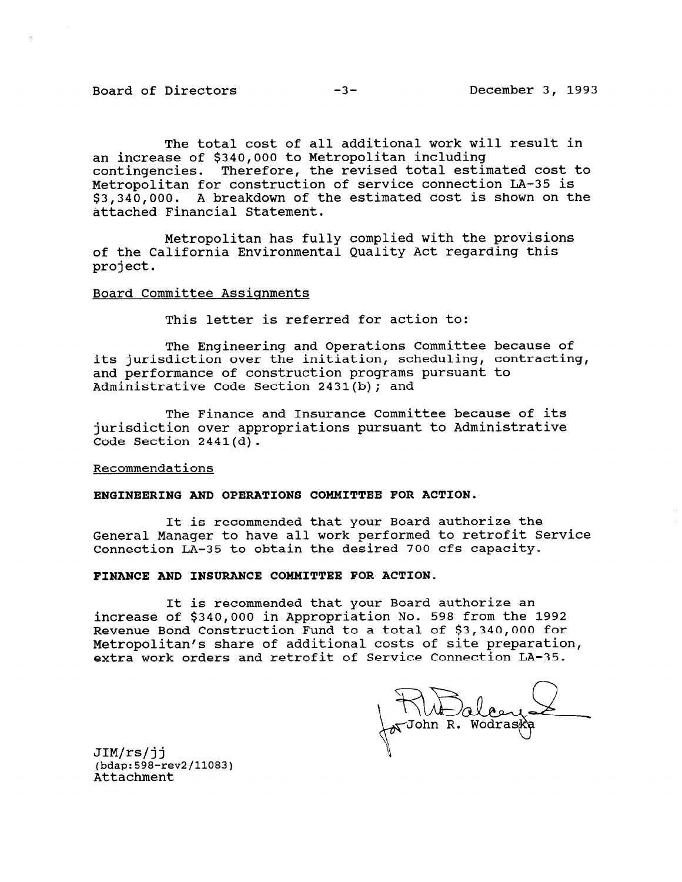The total cost of all additional work will result in an increase of $340,000 to Metropolitan including contingencies. Therefore, the revised total estimated cost to Metropolitan for construction of service connection LA-35 is $3,340,000. A breakdown of the estimated cost is shown on the attached Financial Statement.

Metropolitan has fully complied with the provisions of the California Environmental Quality Act regarding this project.

Board Committee Assignments

This letter is referred for action to:

The Engineering and Operations Committee because of its jurisdiction over the initiation, scheduling, contracting, and performance of construction programs pursuant to Administrative Code Section 2431(b); and

The Finance and Insurance Committee because of its jurisdiction over appropriations pursuant to Administrative Code Section 2441(d).

Recommendations

**ENGINEERING AND OPERATIONS COMMITTEE FOR ACTION.**

It is recommended that your Board authorize the General Manager to have all work performed to retrofit Service Connection LA-35 to obtain the desired 700 cfs capacity.

**FINANCE AND INSURANCE COMMITTEE FOR ACTION.**

It is recommended that your Board authorize an increase of $340,000 in Appropriation No. 598 from the 1992 Revenue Bond Construction Fund to a total of $3,340,000 for Metropolitan's share of additional costs of site preparation, extra work orders and retrofit of Service Connection LA-35.

John R. Wodraska

JIM/rs/jj
(bdap:598-rev2/11083)
Attachment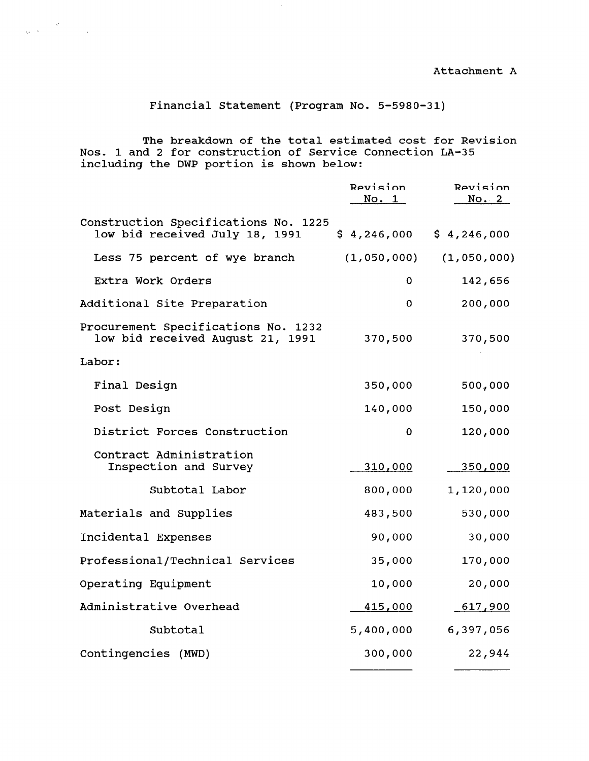Attachment A

Financial Statement (Program No. 5-5980-31)

The breakdown of the total estimated cost for Revision Nos. 1 and 2 for construction of Service Connection LA-35 including the DWP portion is shown below:

| | Revision No. 1 | Revision No. 2 |
|---|---|---|
| Construction Specifications No. 1225 low bid received July 18, 1991 | $ 4,246,000 | $ 4,246,000 |
| Less 75 percent of wye branch | (1,050,000) | (1,050,000) |
| Extra Work Orders | 0 | 142,656 |
| Additional Site Preparation | 0 | 200,000 |
| Procurement Specifications No. 1232 low bid received August 21, 1991 | 370,500 | 370,500 |
| Labor: | | |
| Final Design | 350,000 | 500,000 |
| Post Design | 140,000 | 150,000 |
| District Forces Construction | 0 | 120,000 |
| Contract Administration Inspection and Survey | 310,000 | 350,000 |
| Subtotal Labor | 800,000 | 1,120,000 |
| Materials and Supplies | 483,500 | 530,000 |
| Incidental Expenses | 90,000 | 30,000 |
| Professional/Technical Services | 35,000 | 170,000 |
| Operating Equipment | 10,000 | 20,000 |
| Administrative Overhead | 415,000 | 617,900 |
| Subtotal | 5,400,000 | 6,397,056 |
| Contingencies (MWD) | 300,000 | 22,944 |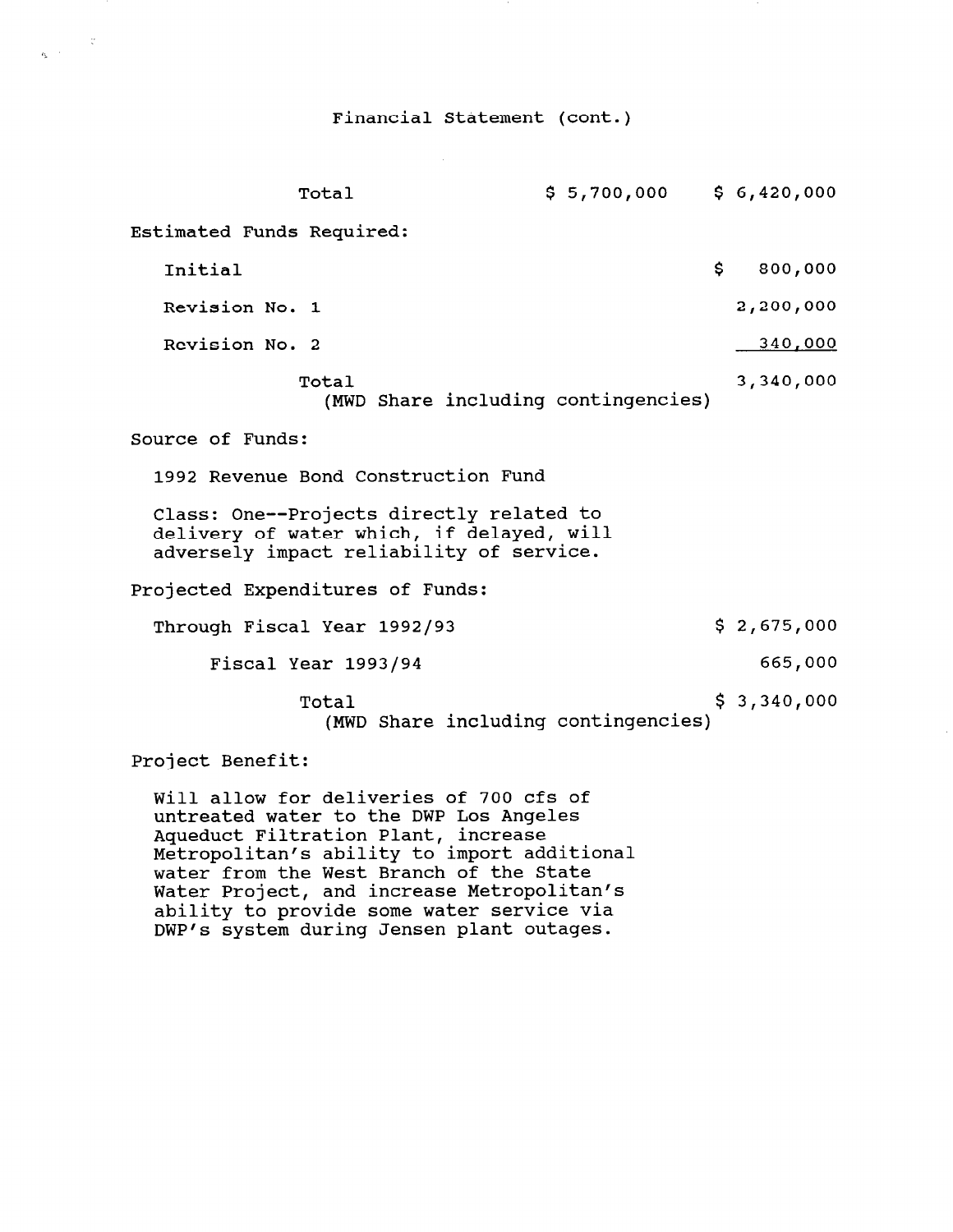Financial Statement (cont.)

| | | |
|---|---|---|
| Total | $ 5,700,000 | $ 6,420,000 |

Estimated Funds Required:

| | |
|---|---|
| Initial | $ 800,000 |
| Revision No. 1 | 2,200,000 |
| Revision No. 2 | 340,000 |
| Total (MWD Share including contingencies) | 3,340,000 |

Source of Funds:

1992 Revenue Bond Construction Fund

Class: One--Projects directly related to delivery of water which, if delayed, will adversely impact reliability of service.

Projected Expenditures of Funds:

| | |
|---|---|
| Through Fiscal Year 1992/93 | $ 2,675,000 |
| Fiscal Year 1993/94 | 665,000 |
| Total (MWD Share including contingencies) | $ 3,340,000 |

Project Benefit:

Will allow for deliveries of 700 cfs of untreated water to the DWP Los Angeles Aqueduct Filtration Plant, increase Metropolitan's ability to import additional water from the West Branch of the State Water Project, and increase Metropolitan's ability to provide some water service via DWP's system during Jensen plant outages.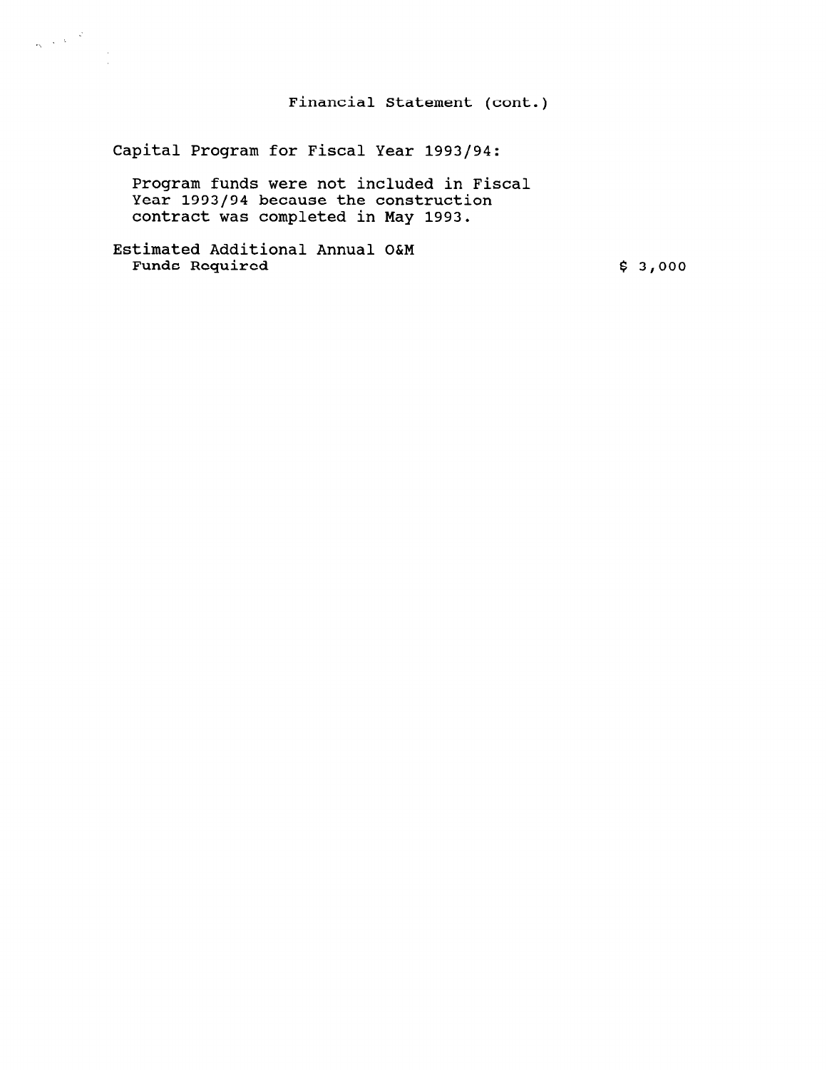## Financial Statement (cont.)

Capital Program for Fiscal Year 1993/94:

Program funds were not included in Fiscal Year 1993/94 because the construction contract was completed in May 1993.

| | |
|---|---|
| Estimated Additional Annual O&M Funds Required | $ 3,000 |